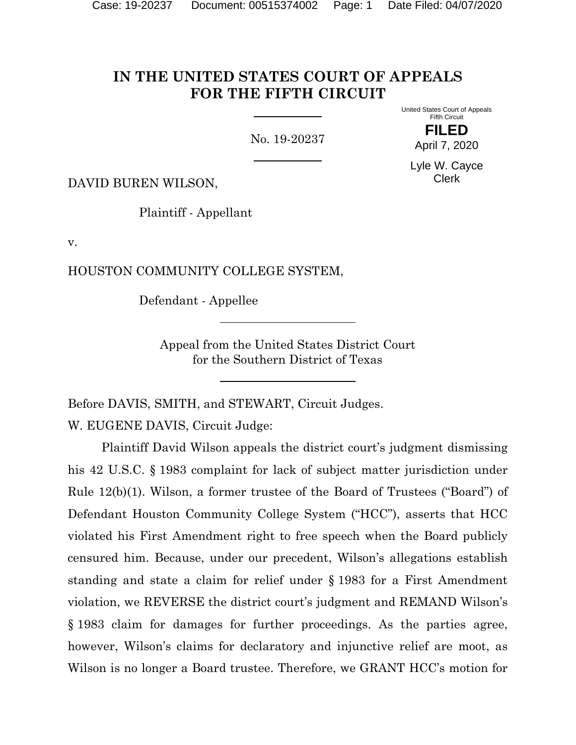# IN THE UNITED STATES COURT OF APPEALS FOR THE FIFTH CIRCUIT

No. 19-20237

United States Court of Appeals
Fifth Circuit

**FILED**

April 7, 2020

Lyle W. Cayce
Clerk

DAVID BUREN WILSON,

Plaintiff - Appellant

v.

HOUSTON COMMUNITY COLLEGE SYSTEM,

Defendant - Appellee

Appeal from the United States District Court
for the Southern District of Texas

Before DAVIS, SMITH, and STEWART, Circuit Judges.

W. EUGENE DAVIS, Circuit Judge:

Plaintiff David Wilson appeals the district court's judgment dismissing his 42 U.S.C. § 1983 complaint for lack of subject matter jurisdiction under Rule 12(b)(1). Wilson, a former trustee of the Board of Trustees ("Board") of Defendant Houston Community College System ("HCC"), asserts that HCC violated his First Amendment right to free speech when the Board publicly censured him. Because, under our precedent, Wilson's allegations establish standing and state a claim for relief under § 1983 for a First Amendment violation, we REVERSE the district court's judgment and REMAND Wilson's § 1983 claim for damages for further proceedings. As the parties agree, however, Wilson's claims for declaratory and injunctive relief are moot, as Wilson is no longer a Board trustee. Therefore, we GRANT HCC's motion for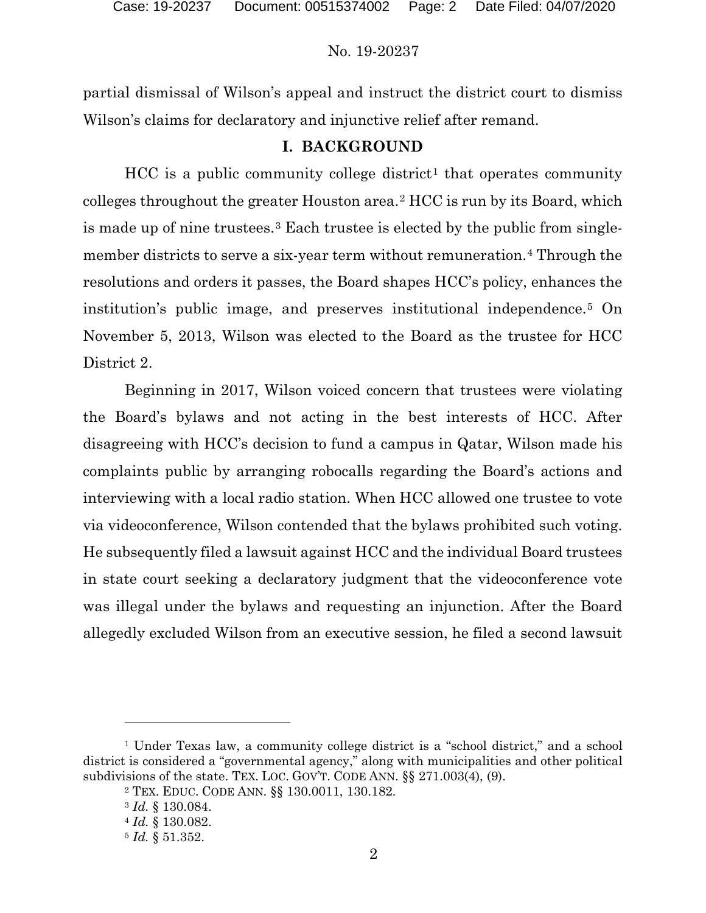partial dismissal of Wilson's appeal and instruct the district court to dismiss Wilson's claims for declaratory and injunctive relief after remand.

## I. BACKGROUND

HCC is a public community college district[1] that operates community colleges throughout the greater Houston area.[2] HCC is run by its Board, which is made up of nine trustees.[3] Each trustee is elected by the public from single-member districts to serve a six-year term without remuneration.[4] Through the resolutions and orders it passes, the Board shapes HCC's policy, enhances the institution's public image, and preserves institutional independence.[5] On November 5, 2013, Wilson was elected to the Board as the trustee for HCC District 2.

Beginning in 2017, Wilson voiced concern that trustees were violating the Board's bylaws and not acting in the best interests of HCC. After disagreeing with HCC's decision to fund a campus in Qatar, Wilson made his complaints public by arranging robocalls regarding the Board's actions and interviewing with a local radio station. When HCC allowed one trustee to vote via videoconference, Wilson contended that the bylaws prohibited such voting. He subsequently filed a lawsuit against HCC and the individual Board trustees in state court seeking a declaratory judgment that the videoconference vote was illegal under the bylaws and requesting an injunction. After the Board allegedly excluded Wilson from an executive session, he filed a second lawsuit

---

[1] Under Texas law, a community college district is a "school district," and a school district is considered a "governmental agency," along with municipalities and other political subdivisions of the state. TEX. LOC. GOV'T. CODE ANN. §§ 271.003(4), (9).

[2] TEX. EDUC. CODE ANN. §§ 130.0011, 130.182.

[3] *Id.* § 130.084.

[4] *Id.* § 130.082.

[5] *Id.* § 51.352.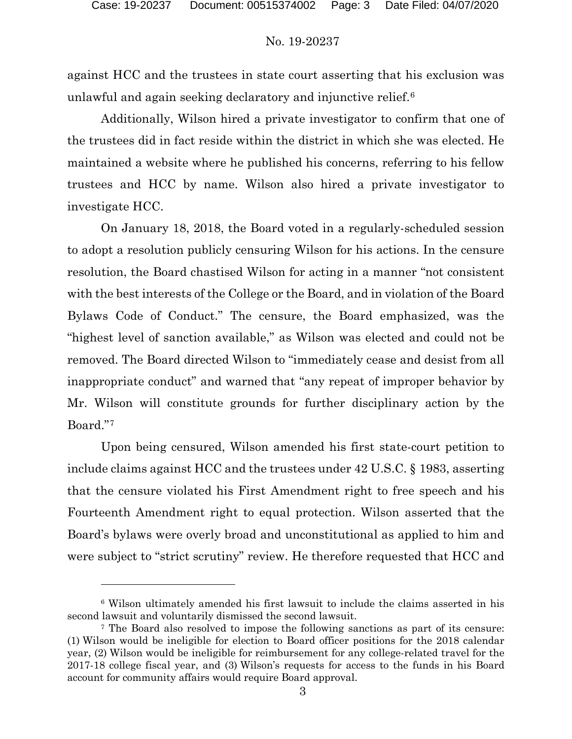against HCC and the trustees in state court asserting that his exclusion was unlawful and again seeking declaratory and injunctive relief.[6]

Additionally, Wilson hired a private investigator to confirm that one of the trustees did in fact reside within the district in which she was elected. He maintained a website where he published his concerns, referring to his fellow trustees and HCC by name. Wilson also hired a private investigator to investigate HCC.

On January 18, 2018, the Board voted in a regularly-scheduled session to adopt a resolution publicly censuring Wilson for his actions. In the censure resolution, the Board chastised Wilson for acting in a manner "not consistent with the best interests of the College or the Board, and in violation of the Board Bylaws Code of Conduct." The censure, the Board emphasized, was the "highest level of sanction available," as Wilson was elected and could not be removed. The Board directed Wilson to "immediately cease and desist from all inappropriate conduct" and warned that "any repeat of improper behavior by Mr. Wilson will constitute grounds for further disciplinary action by the Board."[7]

Upon being censured, Wilson amended his first state-court petition to include claims against HCC and the trustees under 42 U.S.C. § 1983, asserting that the censure violated his First Amendment right to free speech and his Fourteenth Amendment right to equal protection. Wilson asserted that the Board's bylaws were overly broad and unconstitutional as applied to him and were subject to "strict scrutiny" review. He therefore requested that HCC and

---

[6] Wilson ultimately amended his first lawsuit to include the claims asserted in his second lawsuit and voluntarily dismissed the second lawsuit.

[7] The Board also resolved to impose the following sanctions as part of its censure: (1) Wilson would be ineligible for election to Board officer positions for the 2018 calendar year, (2) Wilson would be ineligible for reimbursement for any college-related travel for the 2017-18 college fiscal year, and (3) Wilson's requests for access to the funds in his Board account for community affairs would require Board approval.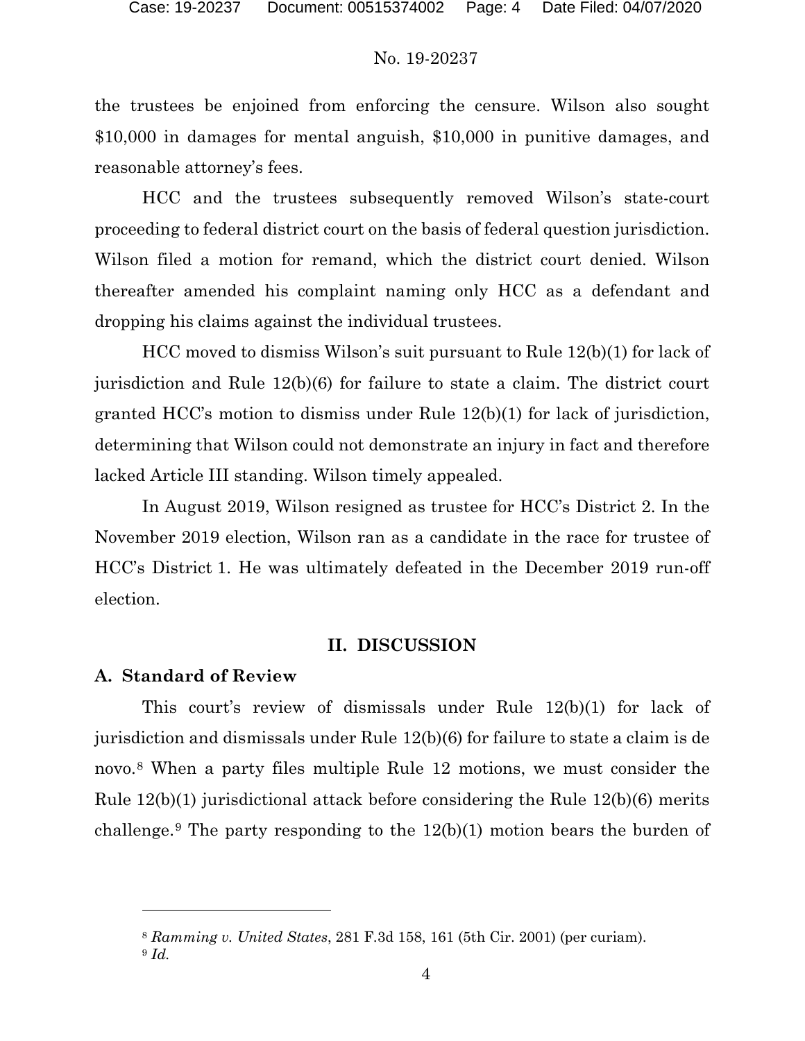the trustees be enjoined from enforcing the censure. Wilson also sought $10,000 in damages for mental anguish, $10,000 in punitive damages, and reasonable attorney's fees.

HCC and the trustees subsequently removed Wilson's state-court proceeding to federal district court on the basis of federal question jurisdiction. Wilson filed a motion for remand, which the district court denied. Wilson thereafter amended his complaint naming only HCC as a defendant and dropping his claims against the individual trustees.

HCC moved to dismiss Wilson's suit pursuant to Rule 12(b)(1) for lack of jurisdiction and Rule 12(b)(6) for failure to state a claim. The district court granted HCC's motion to dismiss under Rule 12(b)(1) for lack of jurisdiction, determining that Wilson could not demonstrate an injury in fact and therefore lacked Article III standing. Wilson timely appealed.

In August 2019, Wilson resigned as trustee for HCC's District 2. In the November 2019 election, Wilson ran as a candidate in the race for trustee of HCC's District 1. He was ultimately defeated in the December 2019 run-off election.

## II. DISCUSSION

### A. Standard of Review

This court's review of dismissals under Rule 12(b)(1) for lack of jurisdiction and dismissals under Rule 12(b)(6) for failure to state a claim is de novo.[8] When a party files multiple Rule 12 motions, we must consider the Rule 12(b)(1) jurisdictional attack before considering the Rule 12(b)(6) merits challenge.[9] The party responding to the 12(b)(1) motion bears the burden of

---

[8] *Ramming v. United States*, 281 F.3d 158, 161 (5th Cir. 2001) (per curiam).

[9] *Id.*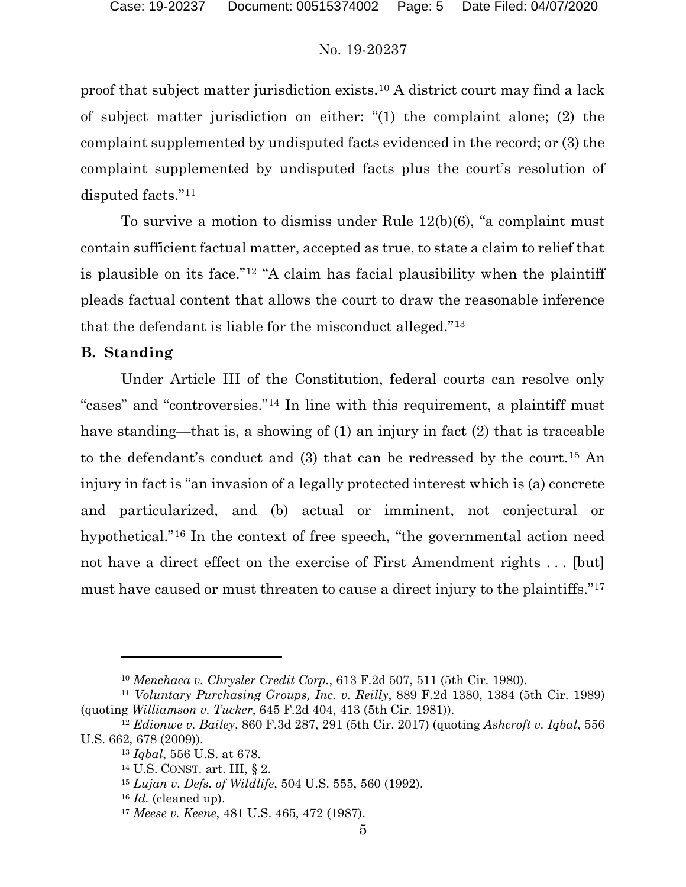proof that subject matter jurisdiction exists.[10] A district court may find a lack of subject matter jurisdiction on either: "(1) the complaint alone; (2) the complaint supplemented by undisputed facts evidenced in the record; or (3) the complaint supplemented by undisputed facts plus the court's resolution of disputed facts."[11]

To survive a motion to dismiss under Rule 12(b)(6), "a complaint must contain sufficient factual matter, accepted as true, to state a claim to relief that is plausible on its face."[12] "A claim has facial plausibility when the plaintiff pleads factual content that allows the court to draw the reasonable inference that the defendant is liable for the misconduct alleged."[13]

**B. Standing**

Under Article III of the Constitution, federal courts can resolve only "cases" and "controversies."[14] In line with this requirement, a plaintiff must have standing—that is, a showing of (1) an injury in fact (2) that is traceable to the defendant's conduct and (3) that can be redressed by the court.[15] An injury in fact is "an invasion of a legally protected interest which is (a) concrete and particularized, and (b) actual or imminent, not conjectural or hypothetical."[16] In the context of free speech, "the governmental action need not have a direct effect on the exercise of First Amendment rights . . . [but] must have caused or must threaten to cause a direct injury to the plaintiffs."[17]

---

[10] *Menchaca v. Chrysler Credit Corp.*, 613 F.2d 507, 511 (5th Cir. 1980).

[11] *Voluntary Purchasing Groups, Inc. v. Reilly*, 889 F.2d 1380, 1384 (5th Cir. 1989) (quoting *Williamson v. Tucker*, 645 F.2d 404, 413 (5th Cir. 1981)).

[12] *Edionwe v. Bailey*, 860 F.3d 287, 291 (5th Cir. 2017) (quoting *Ashcroft v. Iqbal*, 556 U.S. 662, 678 (2009)).

[13] *Iqbal*, 556 U.S. at 678.

[14] U.S. CONST. art. III, § 2.

[15] *Lujan v. Defs. of Wildlife*, 504 U.S. 555, 560 (1992).

[16] *Id.* (cleaned up).

[17] *Meese v. Keene*, 481 U.S. 465, 472 (1987).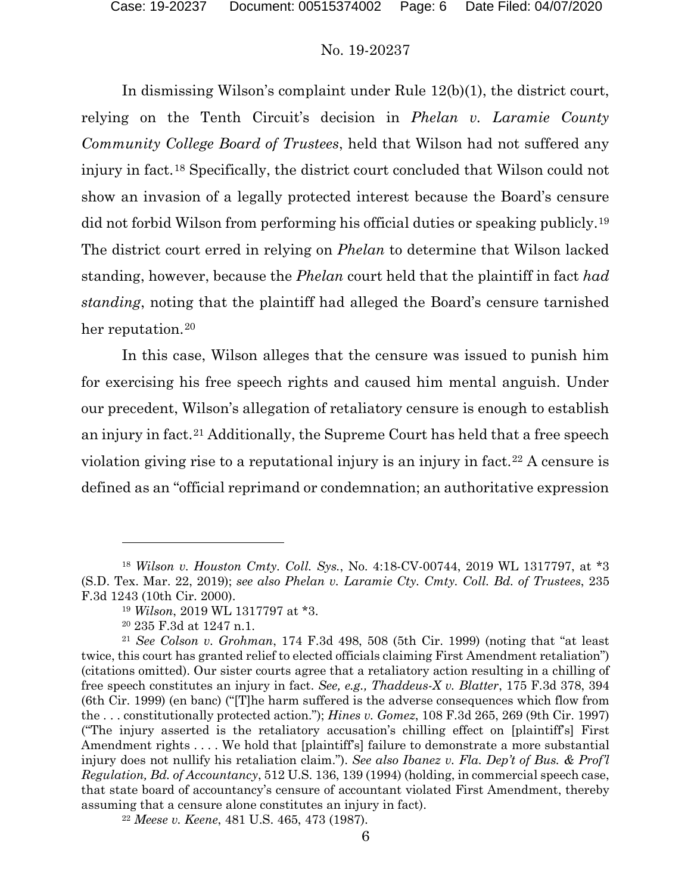In dismissing Wilson's complaint under Rule 12(b)(1), the district court, relying on the Tenth Circuit's decision in *Phelan v. Laramie County Community College Board of Trustees*, held that Wilson had not suffered any injury in fact.[18] Specifically, the district court concluded that Wilson could not show an invasion of a legally protected interest because the Board's censure did not forbid Wilson from performing his official duties or speaking publicly.[19] The district court erred in relying on *Phelan* to determine that Wilson lacked standing, however, because the *Phelan* court held that the plaintiff in fact *had standing*, noting that the plaintiff had alleged the Board's censure tarnished her reputation.[20]

In this case, Wilson alleges that the censure was issued to punish him for exercising his free speech rights and caused him mental anguish. Under our precedent, Wilson's allegation of retaliatory censure is enough to establish an injury in fact.[21] Additionally, the Supreme Court has held that a free speech violation giving rise to a reputational injury is an injury in fact.[22] A censure is defined as an "official reprimand or condemnation; an authoritative expression

---

[18] *Wilson v. Houston Cmty. Coll. Sys.*, No. 4:18-CV-00744, 2019 WL 1317797, at *3 (S.D. Tex. Mar. 22, 2019); *see also Phelan v. Laramie Cty. Cmty. Coll. Bd. of Trustees*, 235 F.3d 1243 (10th Cir. 2000).

[19] *Wilson*, 2019 WL 1317797 at *3.

[20] 235 F.3d at 1247 n.1.

[21] *See Colson v. Grohman*, 174 F.3d 498, 508 (5th Cir. 1999) (noting that "at least twice, this court has granted relief to elected officials claiming First Amendment retaliation") (citations omitted). Our sister courts agree that a retaliatory action resulting in a chilling of free speech constitutes an injury in fact. *See, e.g., Thaddeus-X v. Blatter*, 175 F.3d 378, 394 (6th Cir. 1999) (en banc) ("[T]he harm suffered is the adverse consequences which flow from the . . . constitutionally protected action."); *Hines v. Gomez*, 108 F.3d 265, 269 (9th Cir. 1997) ("The injury asserted is the retaliatory accusation's chilling effect on [plaintiff's] First Amendment rights . . . . We hold that [plaintiff's] failure to demonstrate a more substantial injury does not nullify his retaliation claim."). *See also Ibanez v. Fla. Dep't of Bus. & Prof'l Regulation, Bd. of Accountancy*, 512 U.S. 136, 139 (1994) (holding, in commercial speech case, that state board of accountancy's censure of accountant violated First Amendment, thereby assuming that a censure alone constitutes an injury in fact).

[22] *Meese v. Keene*, 481 U.S. 465, 473 (1987).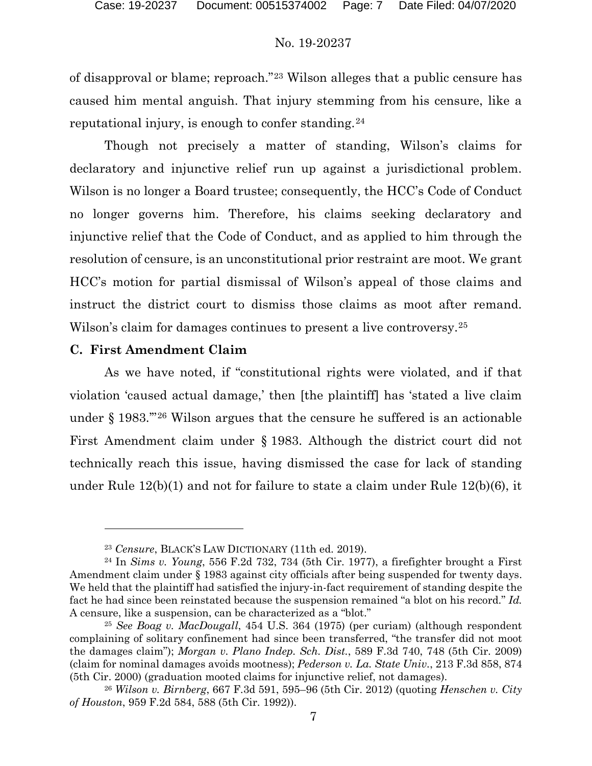of disapproval or blame; reproach."[23] Wilson alleges that a public censure has caused him mental anguish. That injury stemming from his censure, like a reputational injury, is enough to confer standing.[24]

Though not precisely a matter of standing, Wilson's claims for declaratory and injunctive relief run up against a jurisdictional problem. Wilson is no longer a Board trustee; consequently, the HCC's Code of Conduct no longer governs him. Therefore, his claims seeking declaratory and injunctive relief that the Code of Conduct, and as applied to him through the resolution of censure, is an unconstitutional prior restraint are moot. We grant HCC's motion for partial dismissal of Wilson's appeal of those claims and instruct the district court to dismiss those claims as moot after remand. Wilson's claim for damages continues to present a live controversy.[25]

### C. First Amendment Claim

As we have noted, if "constitutional rights were violated, and if that violation 'caused actual damage,' then [the plaintiff] has 'stated a live claim under § 1983.'"[26] Wilson argues that the censure he suffered is an actionable First Amendment claim under § 1983. Although the district court did not technically reach this issue, having dismissed the case for lack of standing under Rule 12(b)(1) and not for failure to state a claim under Rule 12(b)(6), it

---

[23] *Censure*, BLACK'S LAW DICTIONARY (11th ed. 2019).

[24] In *Sims v. Young*, 556 F.2d 732, 734 (5th Cir. 1977), a firefighter brought a First Amendment claim under § 1983 against city officials after being suspended for twenty days. We held that the plaintiff had satisfied the injury-in-fact requirement of standing despite the fact he had since been reinstated because the suspension remained "a blot on his record." *Id.* A censure, like a suspension, can be characterized as a "blot."

[25] *See Boag v. MacDougall*, 454 U.S. 364 (1975) (per curiam) (although respondent complaining of solitary confinement had since been transferred, "the transfer did not moot the damages claim"); *Morgan v. Plano Indep. Sch. Dist.*, 589 F.3d 740, 748 (5th Cir. 2009) (claim for nominal damages avoids mootness); *Pederson v. La. State Univ.*, 213 F.3d 858, 874 (5th Cir. 2000) (graduation mooted claims for injunctive relief, not damages).

[26] *Wilson v. Birnberg*, 667 F.3d 591, 595–96 (5th Cir. 2012) (quoting *Henschen v. City of Houston*, 959 F.2d 584, 588 (5th Cir. 1992)).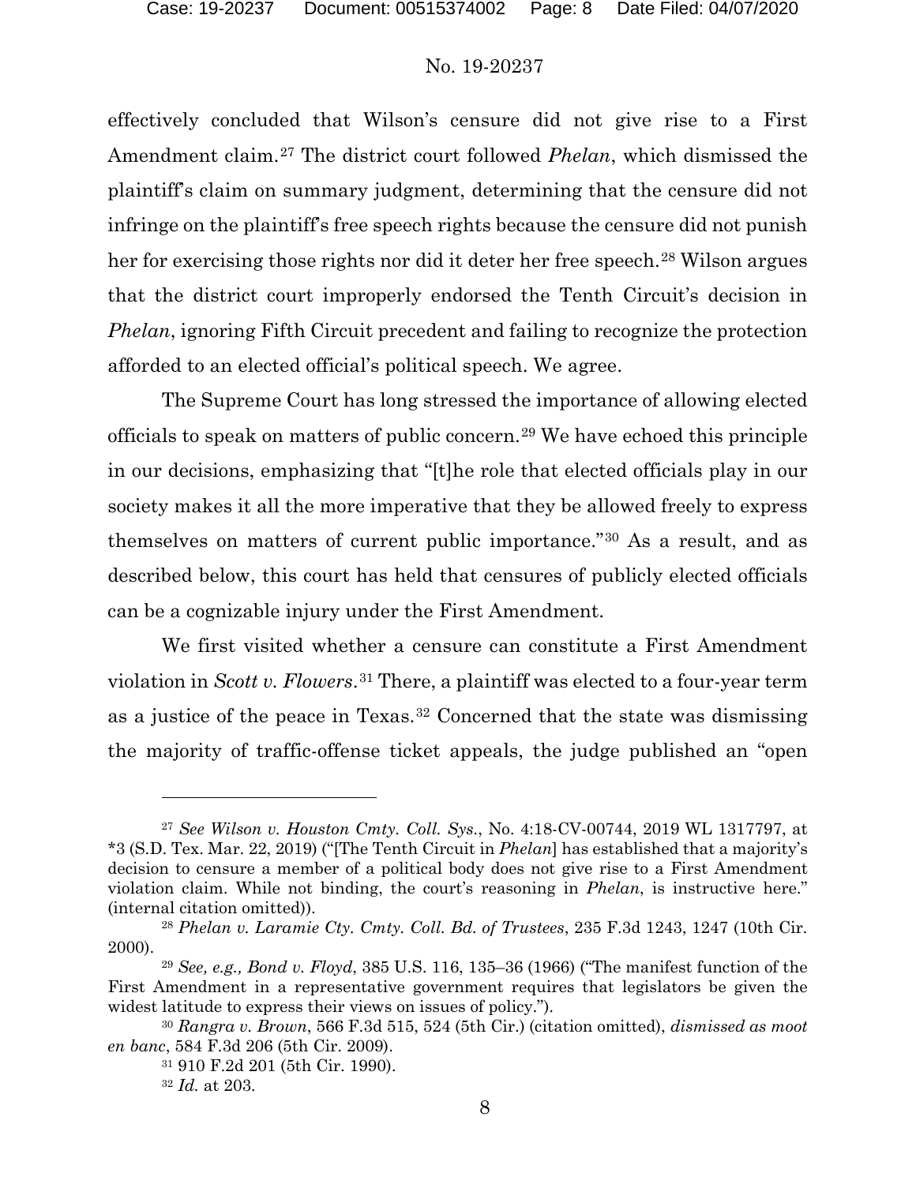effectively concluded that Wilson's censure did not give rise to a First Amendment claim.[27] The district court followed *Phelan*, which dismissed the plaintiff's claim on summary judgment, determining that the censure did not infringe on the plaintiff's free speech rights because the censure did not punish her for exercising those rights nor did it deter her free speech.[28] Wilson argues that the district court improperly endorsed the Tenth Circuit's decision in *Phelan*, ignoring Fifth Circuit precedent and failing to recognize the protection afforded to an elected official's political speech. We agree.

The Supreme Court has long stressed the importance of allowing elected officials to speak on matters of public concern.[29] We have echoed this principle in our decisions, emphasizing that "[t]he role that elected officials play in our society makes it all the more imperative that they be allowed freely to express themselves on matters of current public importance."[30] As a result, and as described below, this court has held that censures of publicly elected officials can be a cognizable injury under the First Amendment.

We first visited whether a censure can constitute a First Amendment violation in *Scott v. Flowers*.[31] There, a plaintiff was elected to a four-year term as a justice of the peace in Texas.[32] Concerned that the state was dismissing the majority of traffic-offense ticket appeals, the judge published an "open

---

[27] *See Wilson v. Houston Cmty. Coll. Sys.*, No. 4:18-CV-00744, 2019 WL 1317797, at *3 (S.D. Tex. Mar. 22, 2019) ("[The Tenth Circuit in *Phelan*] has established that a majority's decision to censure a member of a political body does not give rise to a First Amendment violation claim. While not binding, the court's reasoning in *Phelan*, is instructive here." (internal citation omitted)).

[28] *Phelan v. Laramie Cty. Cmty. Coll. Bd. of Trustees*, 235 F.3d 1243, 1247 (10th Cir. 2000).

[29] *See, e.g., Bond v. Floyd*, 385 U.S. 116, 135–36 (1966) ("The manifest function of the First Amendment in a representative government requires that legislators be given the widest latitude to express their views on issues of policy.").

[30] *Rangra v. Brown*, 566 F.3d 515, 524 (5th Cir.) (citation omitted), *dismissed as moot en banc*, 584 F.3d 206 (5th Cir. 2009).

[31] 910 F.2d 201 (5th Cir. 1990).

[32] *Id.* at 203.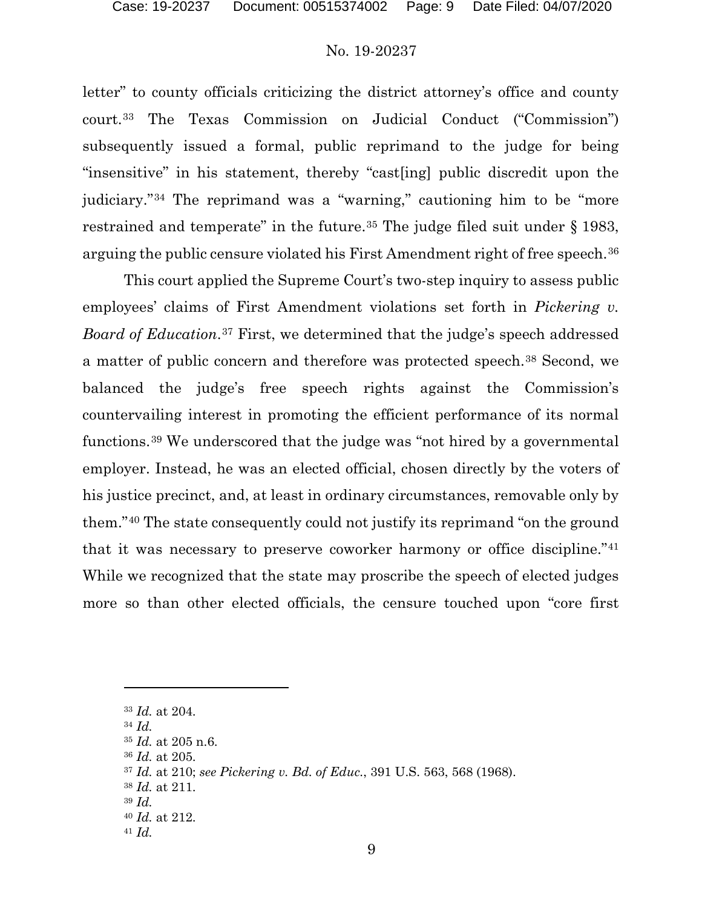letter" to county officials criticizing the district attorney's office and county court.[33] The Texas Commission on Judicial Conduct ("Commission") subsequently issued a formal, public reprimand to the judge for being "insensitive" in his statement, thereby "cast[ing] public discredit upon the judiciary."[34] The reprimand was a "warning," cautioning him to be "more restrained and temperate" in the future.[35] The judge filed suit under § 1983, arguing the public censure violated his First Amendment right of free speech.[36]

This court applied the Supreme Court's two-step inquiry to assess public employees' claims of First Amendment violations set forth in *Pickering v. Board of Education*.[37] First, we determined that the judge's speech addressed a matter of public concern and therefore was protected speech.[38] Second, we balanced the judge's free speech rights against the Commission's countervailing interest in promoting the efficient performance of its normal functions.[39] We underscored that the judge was "not hired by a governmental employer. Instead, he was an elected official, chosen directly by the voters of his justice precinct, and, at least in ordinary circumstances, removable only by them."[40] The state consequently could not justify its reprimand "on the ground that it was necessary to preserve coworker harmony or office discipline."[41] While we recognized that the state may proscribe the speech of elected judges more so than other elected officials, the censure touched upon "core first

---

[33] *Id.* at 204.

[34] *Id.*

[35] *Id.* at 205 n.6.

[36] *Id.* at 205.

[37] *Id.* at 210; *see Pickering v. Bd. of Educ.*, 391 U.S. 563, 568 (1968).

[38] *Id.* at 211.

[39] *Id.*

[40] *Id.* at 212.

[41] *Id.*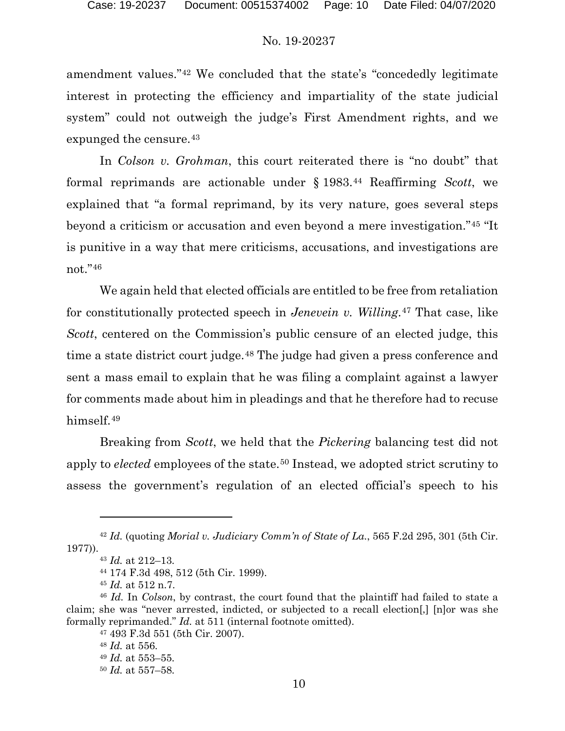amendment values."[42] We concluded that the state's "concededly legitimate interest in protecting the efficiency and impartiality of the state judicial system" could not outweigh the judge's First Amendment rights, and we expunged the censure.[43]

In *Colson v. Grohman*, this court reiterated there is "no doubt" that formal reprimands are actionable under § 1983.[44] Reaffirming *Scott*, we explained that "a formal reprimand, by its very nature, goes several steps beyond a criticism or accusation and even beyond a mere investigation."[45] "It is punitive in a way that mere criticisms, accusations, and investigations are not."[46]

We again held that elected officials are entitled to be free from retaliation for constitutionally protected speech in *Jenevein v. Willing*.[47] That case, like *Scott*, centered on the Commission's public censure of an elected judge, this time a state district court judge.[48] The judge had given a press conference and sent a mass email to explain that he was filing a complaint against a lawyer for comments made about him in pleadings and that he therefore had to recuse himself.[49]

Breaking from *Scott*, we held that the *Pickering* balancing test did not apply to *elected* employees of the state.[50] Instead, we adopted strict scrutiny to assess the government's regulation of an elected official's speech to his

---

[42] *Id.* (quoting *Morial v. Judiciary Comm'n of State of La.*, 565 F.2d 295, 301 (5th Cir. 1977)).

[43] *Id.* at 212–13.

[44] 174 F.3d 498, 512 (5th Cir. 1999).

[45] *Id.* at 512 n.7.

[46] *Id.* In *Colson*, by contrast, the court found that the plaintiff had failed to state a claim; she was "never arrested, indicted, or subjected to a recall election[,] [n]or was she formally reprimanded." *Id.* at 511 (internal footnote omitted).

[47] 493 F.3d 551 (5th Cir. 2007).

[48] *Id.* at 556.

[49] *Id.* at 553–55.

[50] *Id.* at 557–58.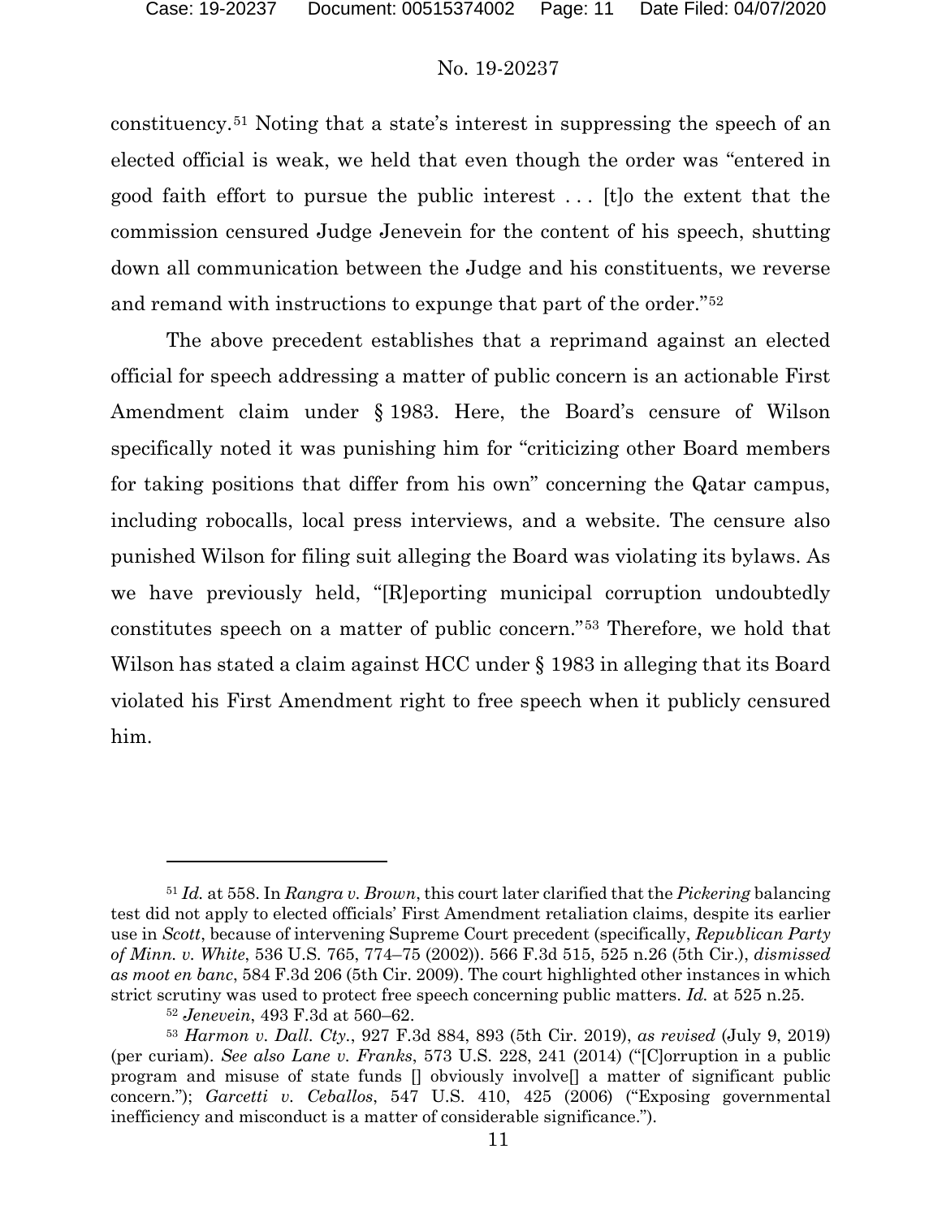constituency.[51] Noting that a state's interest in suppressing the speech of an elected official is weak, we held that even though the order was "entered in good faith effort to pursue the public interest . . . [t]o the extent that the commission censured Judge Jenevein for the content of his speech, shutting down all communication between the Judge and his constituents, we reverse and remand with instructions to expunge that part of the order."[52]

The above precedent establishes that a reprimand against an elected official for speech addressing a matter of public concern is an actionable First Amendment claim under § 1983. Here, the Board's censure of Wilson specifically noted it was punishing him for "criticizing other Board members for taking positions that differ from his own" concerning the Qatar campus, including robocalls, local press interviews, and a website. The censure also punished Wilson for filing suit alleging the Board was violating its bylaws. As we have previously held, "[R]eporting municipal corruption undoubtedly constitutes speech on a matter of public concern."[53] Therefore, we hold that Wilson has stated a claim against HCC under § 1983 in alleging that its Board violated his First Amendment right to free speech when it publicly censured him.

---

[51] *Id.* at 558. In *Rangra v. Brown*, this court later clarified that the *Pickering* balancing test did not apply to elected officials' First Amendment retaliation claims, despite its earlier use in *Scott*, because of intervening Supreme Court precedent (specifically, *Republican Party of Minn. v. White*, 536 U.S. 765, 774–75 (2002)). 566 F.3d 515, 525 n.26 (5th Cir.), *dismissed as moot en banc*, 584 F.3d 206 (5th Cir. 2009). The court highlighted other instances in which strict scrutiny was used to protect free speech concerning public matters. *Id.* at 525 n.25.

[52] *Jenevein*, 493 F.3d at 560–62.

[53] *Harmon v. Dall. Cty.*, 927 F.3d 884, 893 (5th Cir. 2019), *as revised* (July 9, 2019) (per curiam). *See also Lane v. Franks*, 573 U.S. 228, 241 (2014) ("[C]orruption in a public program and misuse of state funds [] obviously involve[] a matter of significant public concern."); *Garcetti v. Ceballos*, 547 U.S. 410, 425 (2006) ("Exposing governmental inefficiency and misconduct is a matter of considerable significance.").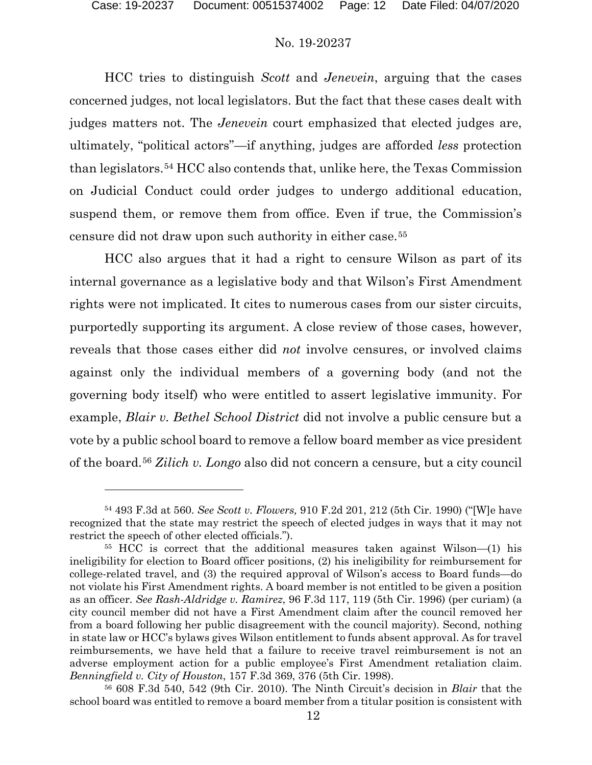HCC tries to distinguish *Scott* and *Jenevein*, arguing that the cases concerned judges, not local legislators. But the fact that these cases dealt with judges matters not. The *Jenevein* court emphasized that elected judges are, ultimately, "political actors"—if anything, judges are afforded *less* protection than legislators.[54] HCC also contends that, unlike here, the Texas Commission on Judicial Conduct could order judges to undergo additional education, suspend them, or remove them from office. Even if true, the Commission's censure did not draw upon such authority in either case.[55]

HCC also argues that it had a right to censure Wilson as part of its internal governance as a legislative body and that Wilson's First Amendment rights were not implicated. It cites to numerous cases from our sister circuits, purportedly supporting its argument. A close review of those cases, however, reveals that those cases either did *not* involve censures, or involved claims against only the individual members of a governing body (and not the governing body itself) who were entitled to assert legislative immunity. For example, *Blair v. Bethel School District* did not involve a public censure but a vote by a public school board to remove a fellow board member as vice president of the board.[56] *Zilich v. Longo* also did not concern a censure, but a city council

---

[54] 493 F.3d at 560. *See Scott v. Flowers,* 910 F.2d 201, 212 (5th Cir. 1990) ("[W]e have recognized that the state may restrict the speech of elected judges in ways that it may not restrict the speech of other elected officials.").

[55] HCC is correct that the additional measures taken against Wilson—(1) his ineligibility for election to Board officer positions, (2) his ineligibility for reimbursement for college-related travel, and (3) the required approval of Wilson's access to Board funds—do not violate his First Amendment rights. A board member is not entitled to be given a position as an officer. *See Rash-Aldridge v. Ramirez*, 96 F.3d 117, 119 (5th Cir. 1996) (per curiam) (a city council member did not have a First Amendment claim after the council removed her from a board following her public disagreement with the council majority). Second, nothing in state law or HCC's bylaws gives Wilson entitlement to funds absent approval. As for travel reimbursements, we have held that a failure to receive travel reimbursement is not an adverse employment action for a public employee's First Amendment retaliation claim. *Benningfield v. City of Houston*, 157 F.3d 369, 376 (5th Cir. 1998).

[56] 608 F.3d 540, 542 (9th Cir. 2010). The Ninth Circuit's decision in *Blair* that the school board was entitled to remove a board member from a titular position is consistent with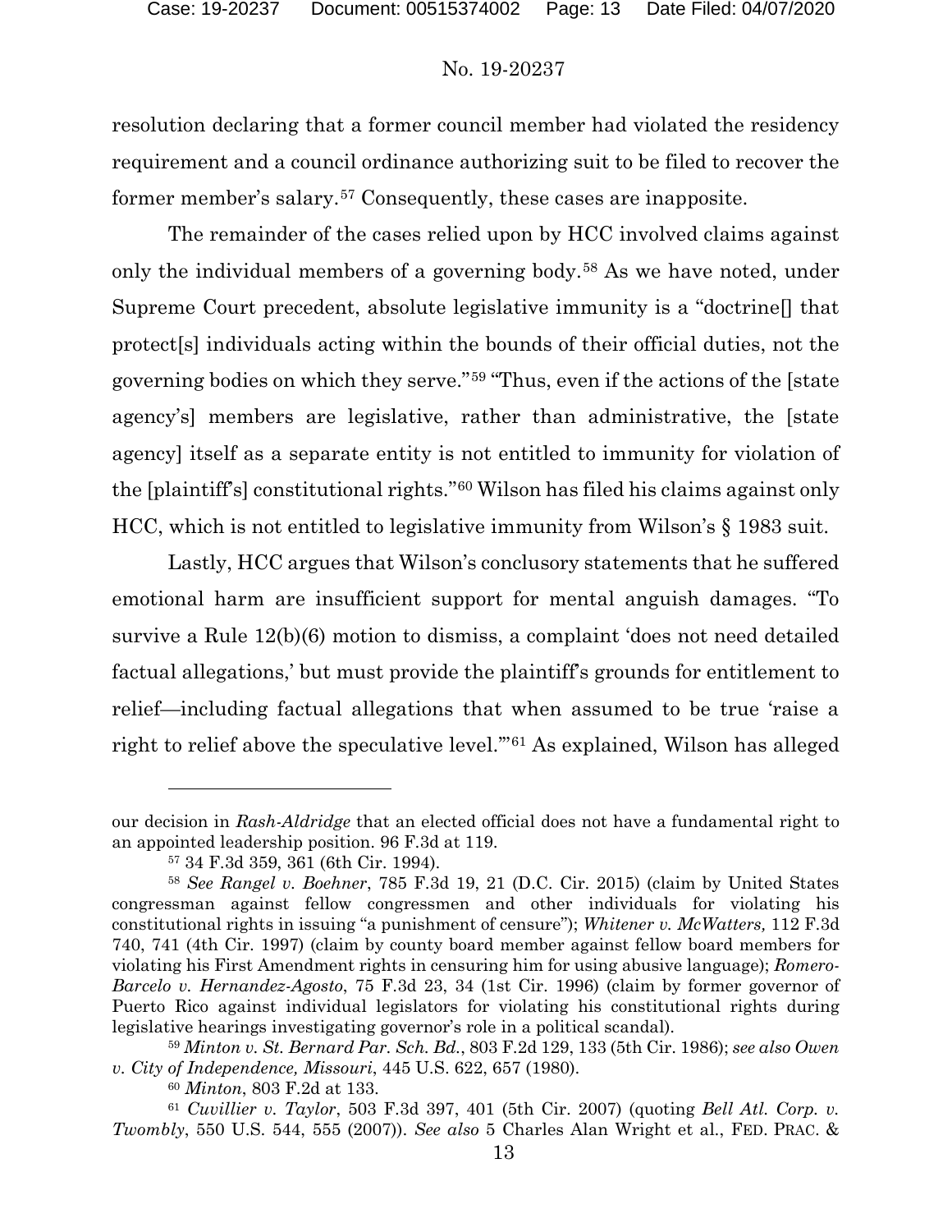resolution declaring that a former council member had violated the residency requirement and a council ordinance authorizing suit to be filed to recover the former member's salary.[57] Consequently, these cases are inapposite.

The remainder of the cases relied upon by HCC involved claims against only the individual members of a governing body.[58] As we have noted, under Supreme Court precedent, absolute legislative immunity is a "doctrine[] that protect[s] individuals acting within the bounds of their official duties, not the governing bodies on which they serve."[59] "Thus, even if the actions of the [state agency's] members are legislative, rather than administrative, the [state agency] itself as a separate entity is not entitled to immunity for violation of the [plaintiff's] constitutional rights."[60] Wilson has filed his claims against only HCC, which is not entitled to legislative immunity from Wilson's § 1983 suit.

Lastly, HCC argues that Wilson's conclusory statements that he suffered emotional harm are insufficient support for mental anguish damages. "To survive a Rule 12(b)(6) motion to dismiss, a complaint 'does not need detailed factual allegations,' but must provide the plaintiff's grounds for entitlement to relief—including factual allegations that when assumed to be true 'raise a right to relief above the speculative level.'"[61] As explained, Wilson has alleged

---

our decision in *Rash-Aldridge* that an elected official does not have a fundamental right to an appointed leadership position. 96 F.3d at 119.

[57] 34 F.3d 359, 361 (6th Cir. 1994).

[58] *See Rangel v. Boehner*, 785 F.3d 19, 21 (D.C. Cir. 2015) (claim by United States congressman against fellow congressmen and other individuals for violating his constitutional rights in issuing "a punishment of censure"); *Whitener v. McWatters,* 112 F.3d 740, 741 (4th Cir. 1997) (claim by county board member against fellow board members for violating his First Amendment rights in censuring him for using abusive language); *Romero-Barcelo v. Hernandez-Agosto*, 75 F.3d 23, 34 (1st Cir. 1996) (claim by former governor of Puerto Rico against individual legislators for violating his constitutional rights during legislative hearings investigating governor's role in a political scandal).

[59] *Minton v. St. Bernard Par. Sch. Bd.*, 803 F.2d 129, 133 (5th Cir. 1986); *see also Owen v. City of Independence, Missouri*, 445 U.S. 622, 657 (1980).

[60] *Minton*, 803 F.2d at 133.

[61] *Cuvillier v. Taylor*, 503 F.3d 397, 401 (5th Cir. 2007) (quoting *Bell Atl. Corp. v. Twombly*, 550 U.S. 544, 555 (2007)). *See also* 5 Charles Alan Wright et al., FED. PRAC. &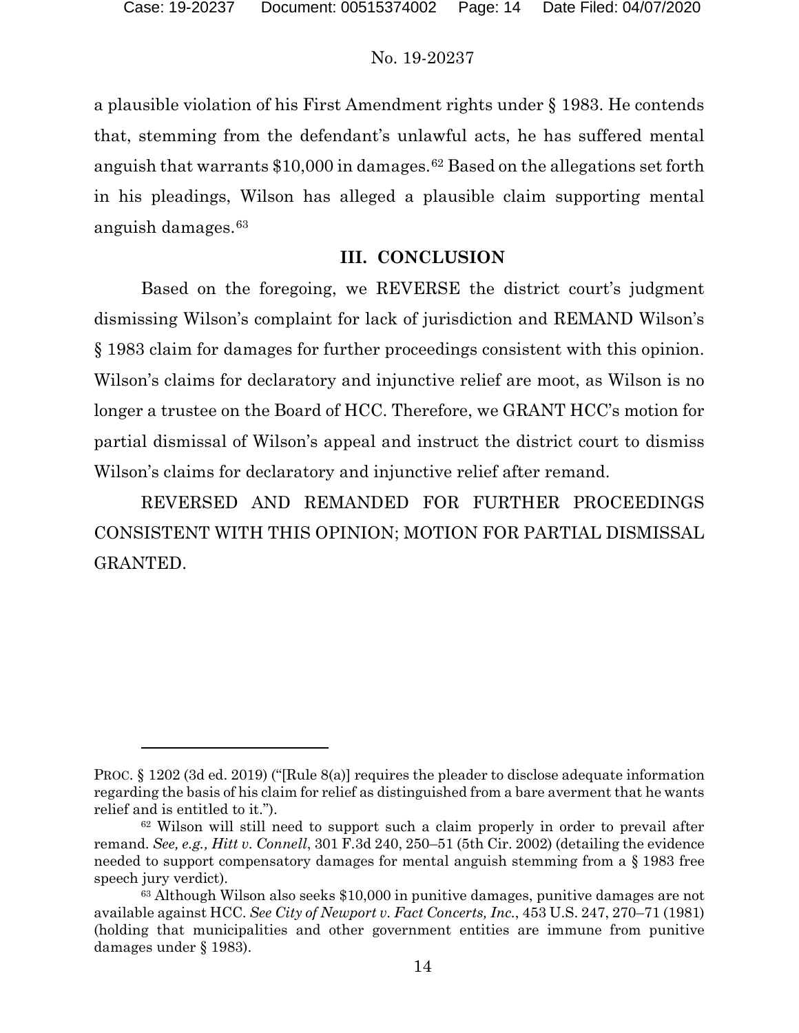a plausible violation of his First Amendment rights under § 1983. He contends that, stemming from the defendant's unlawful acts, he has suffered mental anguish that warrants $10,000 in damages.[62] Based on the allegations set forth in his pleadings, Wilson has alleged a plausible claim supporting mental anguish damages.[63]

## III. CONCLUSION

Based on the foregoing, we REVERSE the district court's judgment dismissing Wilson's complaint for lack of jurisdiction and REMAND Wilson's § 1983 claim for damages for further proceedings consistent with this opinion. Wilson's claims for declaratory and injunctive relief are moot, as Wilson is no longer a trustee on the Board of HCC. Therefore, we GRANT HCC's motion for partial dismissal of Wilson's appeal and instruct the district court to dismiss Wilson's claims for declaratory and injunctive relief after remand.

REVERSED AND REMANDED FOR FURTHER PROCEEDINGS CONSISTENT WITH THIS OPINION; MOTION FOR PARTIAL DISMISSAL GRANTED.

---

PROC. § 1202 (3d ed. 2019) ("[Rule 8(a)] requires the pleader to disclose adequate information regarding the basis of his claim for relief as distinguished from a bare averment that he wants relief and is entitled to it.").

[62] Wilson will still need to support such a claim properly in order to prevail after remand. *See, e.g., Hitt v. Connell*, 301 F.3d 240, 250–51 (5th Cir. 2002) (detailing the evidence needed to support compensatory damages for mental anguish stemming from a § 1983 free speech jury verdict).

[63] Although Wilson also seeks $10,000 in punitive damages, punitive damages are not available against HCC. *See City of Newport v. Fact Concerts, Inc.*, 453 U.S. 247, 270–71 (1981) (holding that municipalities and other government entities are immune from punitive damages under § 1983).